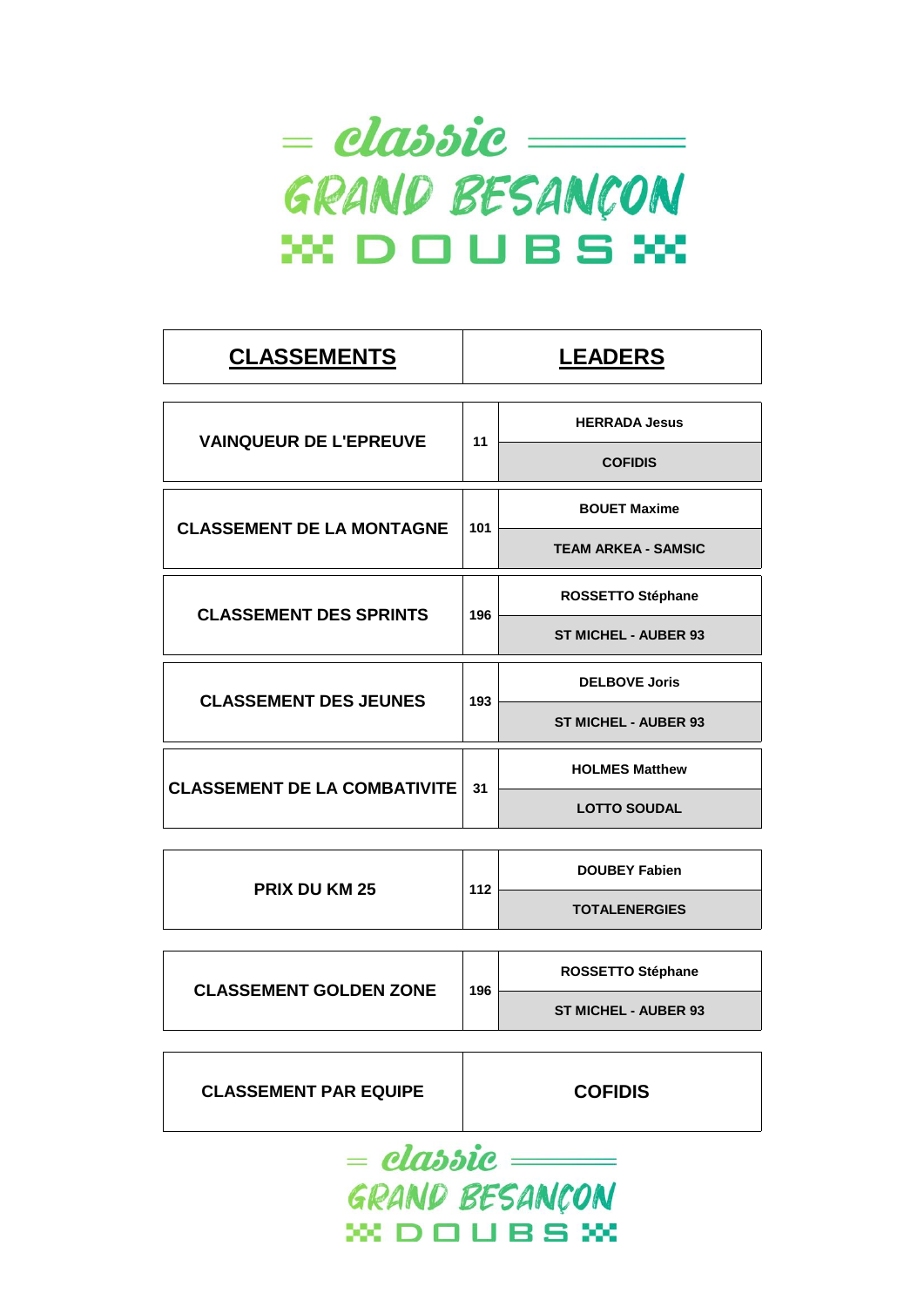# classic GRAND BESANÇON DOUBS

| CLASSEMENTS | | LEADERS |
|---|---|---|
| VAINQUEUR DE L'EPREUVE | 11 | HERRADA Jesus |
| | | COFIDIS |
| CLASSEMENT DE LA MONTAGNE | 101 | BOUET Maxime |
| | | TEAM ARKEA - SAMSIC |
| CLASSEMENT DES SPRINTS | 196 | ROSSETTO Stéphane |
| | | ST MICHEL - AUBER 93 |
| CLASSEMENT DES JEUNES | 193 | DELBOVE Joris |
| | | ST MICHEL - AUBER 93 |
| CLASSEMENT DE LA COMBATIVITE | 31 | HOLMES Matthew |
| | | LOTTO SOUDAL |
| PRIX DU KM 25 | 112 | DOUBEY Fabien |
| | | TOTALENERGIES |
| CLASSEMENT GOLDEN ZONE | 196 | ROSSETTO Stéphane |
| | | ST MICHEL - AUBER 93 |
| CLASSEMENT PAR EQUIPE | | COFIDIS |

classic GRAND BESANÇON DOUBS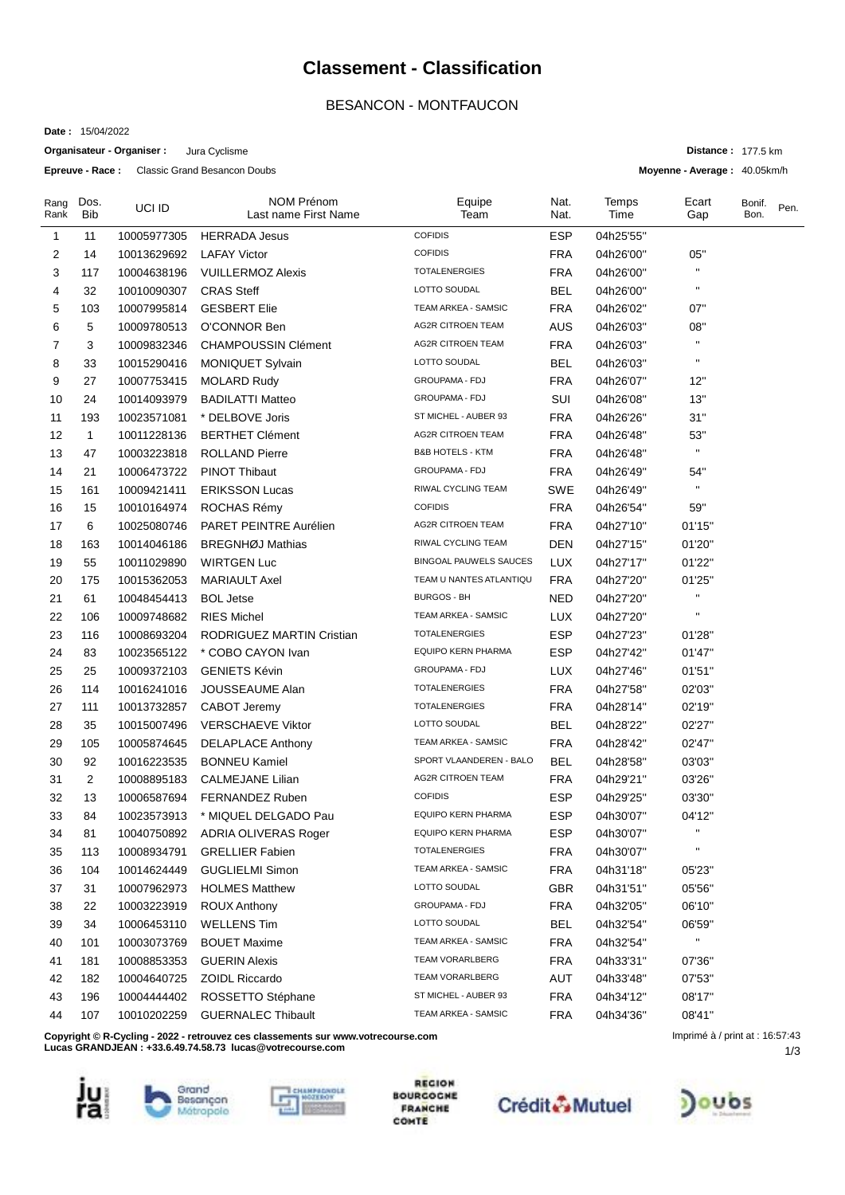# Classement - Classification

BESANCON - MONTFAUCON

**Date :** 15/04/2022

**Organisateur - Organiser :** Jura Cyclisme

**Distance :** 177.5 km

**Epreuve - Race :** Classic Grand Besancon Doubs

**Moyenne - Average :** 40.05km/h

| Rang Rank | Dos. Bib | UCI ID | NOM Prénom Last name First Name | Equipe Team | Nat. Nat. | Temps Time | Ecart Gap | Bonif. Bon. | Pen. |
|---|---|---|---|---|---|---|---|---|---|
| 1 | 11 | 10005977305 | HERRADA Jesus | COFIDIS | ESP | 04h25'55'' | | | |
| 2 | 14 | 10013629692 | LAFAY Victor | COFIDIS | FRA | 04h26'00'' | 05'' | | |
| 3 | 117 | 10004638196 | VUILLERMOZ Alexis | TOTALENERGIES | FRA | 04h26'00'' | '' | | |
| 4 | 32 | 10010090307 | CRAS Steff | LOTTO SOUDAL | BEL | 04h26'00'' | '' | | |
| 5 | 103 | 10007995814 | GESBERT Elie | TEAM ARKEA - SAMSIC | FRA | 04h26'02'' | 07'' | | |
| 6 | 5 | 10009780513 | O'CONNOR Ben | AG2R CITROEN TEAM | AUS | 04h26'03'' | 08'' | | |
| 7 | 3 | 10009832346 | CHAMPOUSSIN Clément | AG2R CITROEN TEAM | FRA | 04h26'03'' | '' | | |
| 8 | 33 | 10015290416 | MONIQUET Sylvain | LOTTO SOUDAL | BEL | 04h26'03'' | '' | | |
| 9 | 27 | 10007753415 | MOLARD Rudy | GROUPAMA - FDJ | FRA | 04h26'07'' | 12'' | | |
| 10 | 24 | 10014093979 | BADILATTI Matteo | GROUPAMA - FDJ | SUI | 04h26'08'' | 13'' | | |
| 11 | 193 | 10023571081 | * DELBOVE Joris | ST MICHEL - AUBER 93 | FRA | 04h26'26'' | 31'' | | |
| 12 | 1 | 10011228136 | BERTHET Clément | AG2R CITROEN TEAM | FRA | 04h26'48'' | 53'' | | |
| 13 | 47 | 10003223818 | ROLLAND Pierre | B&B HOTELS - KTM | FRA | 04h26'48'' | '' | | |
| 14 | 21 | 10006473722 | PINOT Thibaut | GROUPAMA - FDJ | FRA | 04h26'49'' | 54'' | | |
| 15 | 161 | 10009421411 | ERIKSSON Lucas | RIWAL CYCLING TEAM | SWE | 04h26'49'' | '' | | |
| 16 | 15 | 10010164974 | ROCHAS Rémy | COFIDIS | FRA | 04h26'54'' | 59'' | | |
| 17 | 6 | 10025080746 | PARET PEINTRE Aurélien | AG2R CITROEN TEAM | FRA | 04h27'10'' | 01'15'' | | |
| 18 | 163 | 10014046186 | BREGNHØJ Mathias | RIWAL CYCLING TEAM | DEN | 04h27'15'' | 01'20'' | | |
| 19 | 55 | 10011029890 | WIRTGEN Luc | BINGOAL PAUWELS SAUCES | LUX | 04h27'17'' | 01'22'' | | |
| 20 | 175 | 10015362053 | MARIAULT Axel | TEAM U NANTES ATLANTIQU | FRA | 04h27'20'' | 01'25'' | | |
| 21 | 61 | 10048454413 | BOL Jetse | BURGOS - BH | NED | 04h27'20'' | '' | | |
| 22 | 106 | 10009748682 | RIES Michel | TEAM ARKEA - SAMSIC | LUX | 04h27'20'' | '' | | |
| 23 | 116 | 10008693204 | RODRIGUEZ MARTIN Cristian | TOTALENERGIES | ESP | 04h27'23'' | 01'28'' | | |
| 24 | 83 | 10023565122 | * COBO CAYON Ivan | EQUIPO KERN PHARMA | ESP | 04h27'42'' | 01'47'' | | |
| 25 | 25 | 10009372103 | GENIETS Kévin | GROUPAMA - FDJ | LUX | 04h27'46'' | 01'51'' | | |
| 26 | 114 | 10016241016 | JOUSSEAUME Alan | TOTALENERGIES | FRA | 04h27'58'' | 02'03'' | | |
| 27 | 111 | 10013732857 | CABOT Jeremy | TOTALENERGIES | FRA | 04h28'14'' | 02'19'' | | |
| 28 | 35 | 10015007496 | VERSCHAEVE Viktor | LOTTO SOUDAL | BEL | 04h28'22'' | 02'27'' | | |
| 29 | 105 | 10005874645 | DELAPLACE Anthony | TEAM ARKEA - SAMSIC | FRA | 04h28'42'' | 02'47'' | | |
| 30 | 92 | 10016223535 | BONNEU Kamiel | SPORT VLAANDEREN - BALO | BEL | 04h28'58'' | 03'03'' | | |
| 31 | 2 | 10008895183 | CALMEJANE Lilian | AG2R CITROEN TEAM | FRA | 04h29'21'' | 03'26'' | | |
| 32 | 13 | 10006587694 | FERNANDEZ Ruben | COFIDIS | ESP | 04h29'25'' | 03'30'' | | |
| 33 | 84 | 10023573913 | * MIQUEL DELGADO Pau | EQUIPO KERN PHARMA | ESP | 04h30'07'' | 04'12'' | | |
| 34 | 81 | 10040750892 | ADRIA OLIVERAS Roger | EQUIPO KERN PHARMA | ESP | 04h30'07'' | '' | | |
| 35 | 113 | 10008934791 | GRELLIER Fabien | TOTALENERGIES | FRA | 04h30'07'' | '' | | |
| 36 | 104 | 10014624449 | GUGLIELMI Simon | TEAM ARKEA - SAMSIC | FRA | 04h31'18'' | 05'23'' | | |
| 37 | 31 | 10007962973 | HOLMES Matthew | LOTTO SOUDAL | GBR | 04h31'51'' | 05'56'' | | |
| 38 | 22 | 10003223919 | ROUX Anthony | GROUPAMA - FDJ | FRA | 04h32'05'' | 06'10'' | | |
| 39 | 34 | 10006453110 | WELLENS Tim | LOTTO SOUDAL | BEL | 04h32'54'' | 06'59'' | | |
| 40 | 101 | 10003073769 | BOUET Maxime | TEAM ARKEA - SAMSIC | FRA | 04h32'54'' | '' | | |
| 41 | 181 | 10008853353 | GUERIN Alexis | TEAM VORARLBERG | FRA | 04h33'31'' | 07'36'' | | |
| 42 | 182 | 10004640725 | ZOIDL Riccardo | TEAM VORARLBERG | AUT | 04h33'48'' | 07'53'' | | |
| 43 | 196 | 10004444402 | ROSSETTO Stéphane | ST MICHEL - AUBER 93 | FRA | 04h34'12'' | 08'17'' | | |
| 44 | 107 | 10010202259 | GUERNALEC Thibault | TEAM ARKEA - SAMSIC | FRA | 04h34'36'' | 08'41'' | | |

**Copyright © R-Cycling - 2022 - retrouvez ces classements sur www.votrecourse.com**
**Lucas GRANDJEAN : +33.6.49.74.58.73 lucas@votrecourse.com**

Imprimé à / print at : 16:57:43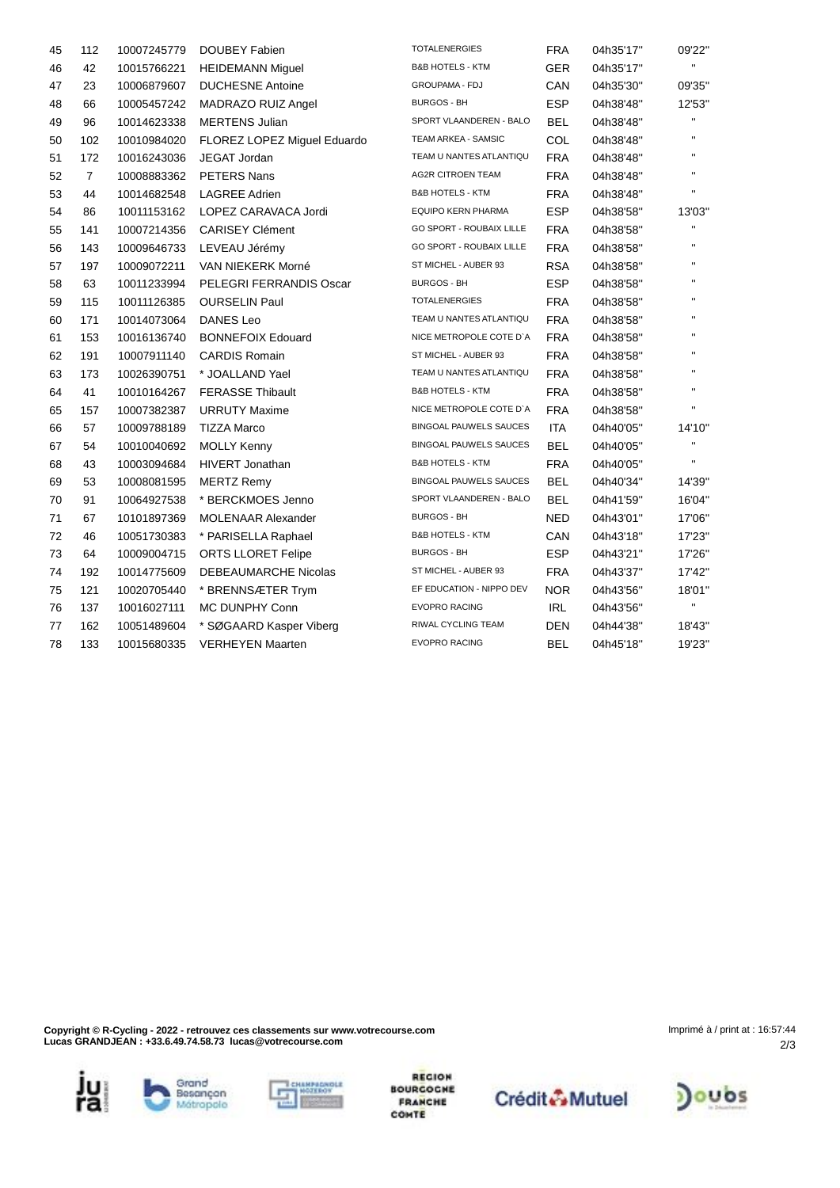| | | | | | | | |
|---|---|---|---|---|---|---|---|
| 45 | 112 | 10007245779 | DOUBEY Fabien | TOTALENERGIES | FRA | 04h35'17'' | 09'22'' |
| 46 | 42 | 10015766221 | HEIDEMANN Miguel | B&B HOTELS - KTM | GER | 04h35'17'' | " |
| 47 | 23 | 10006879607 | DUCHESNE Antoine | GROUPAMA - FDJ | CAN | 04h35'30'' | 09'35'' |
| 48 | 66 | 10005457242 | MADRAZO RUIZ Angel | BURGOS - BH | ESP | 04h38'48'' | 12'53'' |
| 49 | 96 | 10014623338 | MERTENS Julian | SPORT VLAANDEREN - BALO | BEL | 04h38'48'' | " |
| 50 | 102 | 10010984020 | FLOREZ LOPEZ Miguel Eduardo | TEAM ARKEA - SAMSIC | COL | 04h38'48'' | " |
| 51 | 172 | 10016243036 | JEGAT Jordan | TEAM U NANTES ATLANTIQU | FRA | 04h38'48'' | " |
| 52 | 7 | 10008883362 | PETERS Nans | AG2R CITROEN TEAM | FRA | 04h38'48'' | " |
| 53 | 44 | 10014682548 | LAGREE Adrien | B&B HOTELS - KTM | FRA | 04h38'48'' | " |
| 54 | 86 | 10011153162 | LOPEZ CARAVACA Jordi | EQUIPO KERN PHARMA | ESP | 04h38'58'' | 13'03'' |
| 55 | 141 | 10007214356 | CARISEY Clément | GO SPORT - ROUBAIX LILLE | FRA | 04h38'58'' | " |
| 56 | 143 | 10009646733 | LEVEAU Jérémy | GO SPORT - ROUBAIX LILLE | FRA | 04h38'58'' | " |
| 57 | 197 | 10009072211 | VAN NIEKERK Morné | ST MICHEL - AUBER 93 | RSA | 04h38'58'' | " |
| 58 | 63 | 10011233994 | PELEGRI FERRANDIS Oscar | BURGOS - BH | ESP | 04h38'58'' | " |
| 59 | 115 | 10011126385 | OURSELIN Paul | TOTALENERGIES | FRA | 04h38'58'' | " |
| 60 | 171 | 10014073064 | DANES Leo | TEAM U NANTES ATLANTIQU | FRA | 04h38'58'' | " |
| 61 | 153 | 10016136740 | BONNEFOIX Edouard | NICE METROPOLE COTE D`A | FRA | 04h38'58'' | " |
| 62 | 191 | 10007911140 | CARDIS Romain | ST MICHEL - AUBER 93 | FRA | 04h38'58'' | " |
| 63 | 173 | 10026390751 | * JOALLAND Yael | TEAM U NANTES ATLANTIQU | FRA | 04h38'58'' | " |
| 64 | 41 | 10010164267 | FERASSE Thibault | B&B HOTELS - KTM | FRA | 04h38'58'' | " |
| 65 | 157 | 10007382387 | URRUTY Maxime | NICE METROPOLE COTE D`A | FRA | 04h38'58'' | " |
| 66 | 57 | 10009788189 | TIZZA Marco | BINGOAL PAUWELS SAUCES | ITA | 04h40'05'' | 14'10'' |
| 67 | 54 | 10010040692 | MOLLY Kenny | BINGOAL PAUWELS SAUCES | BEL | 04h40'05'' | " |
| 68 | 43 | 10003094684 | HIVERT Jonathan | B&B HOTELS - KTM | FRA | 04h40'05'' | " |
| 69 | 53 | 10008081595 | MERTZ Remy | BINGOAL PAUWELS SAUCES | BEL | 04h40'34'' | 14'39'' |
| 70 | 91 | 10064927538 | * BERCKMOES Jenno | SPORT VLAANDEREN - BALO | BEL | 04h41'59'' | 16'04'' |
| 71 | 67 | 10101897369 | MOLENAAR Alexander | BURGOS - BH | NED | 04h43'01'' | 17'06'' |
| 72 | 46 | 10051730383 | * PARISELLA Raphael | B&B HOTELS - KTM | CAN | 04h43'18'' | 17'23'' |
| 73 | 64 | 10009004715 | ORTS LLORET Felipe | BURGOS - BH | ESP | 04h43'21'' | 17'26'' |
| 74 | 192 | 10014775609 | DEBEAUMARCHE Nicolas | ST MICHEL - AUBER 93 | FRA | 04h43'37'' | 17'42'' |
| 75 | 121 | 10020705440 | * BRENNSÆTER Trym | EF EDUCATION - NIPPO DEV | NOR | 04h43'56'' | 18'01'' |
| 76 | 137 | 10016027111 | MC DUNPHY Conn | EVOPRO RACING | IRL | 04h43'56'' | " |
| 77 | 162 | 10051489604 | * SØGAARD Kasper Viberg | RIWAL CYCLING TEAM | DEN | 04h44'38'' | 18'43'' |
| 78 | 133 | 10015680335 | VERHEYEN Maarten | EVOPRO RACING | BEL | 04h45'18'' | 19'23'' |

**Copyright © R-Cycling - 2022 - retrouvez ces classements sur www.votrecourse.com**
**Lucas GRANDJEAN : +33.6.49.74.58.73 lucas@votrecourse.com**

Imprimé à / print at : 16:57:44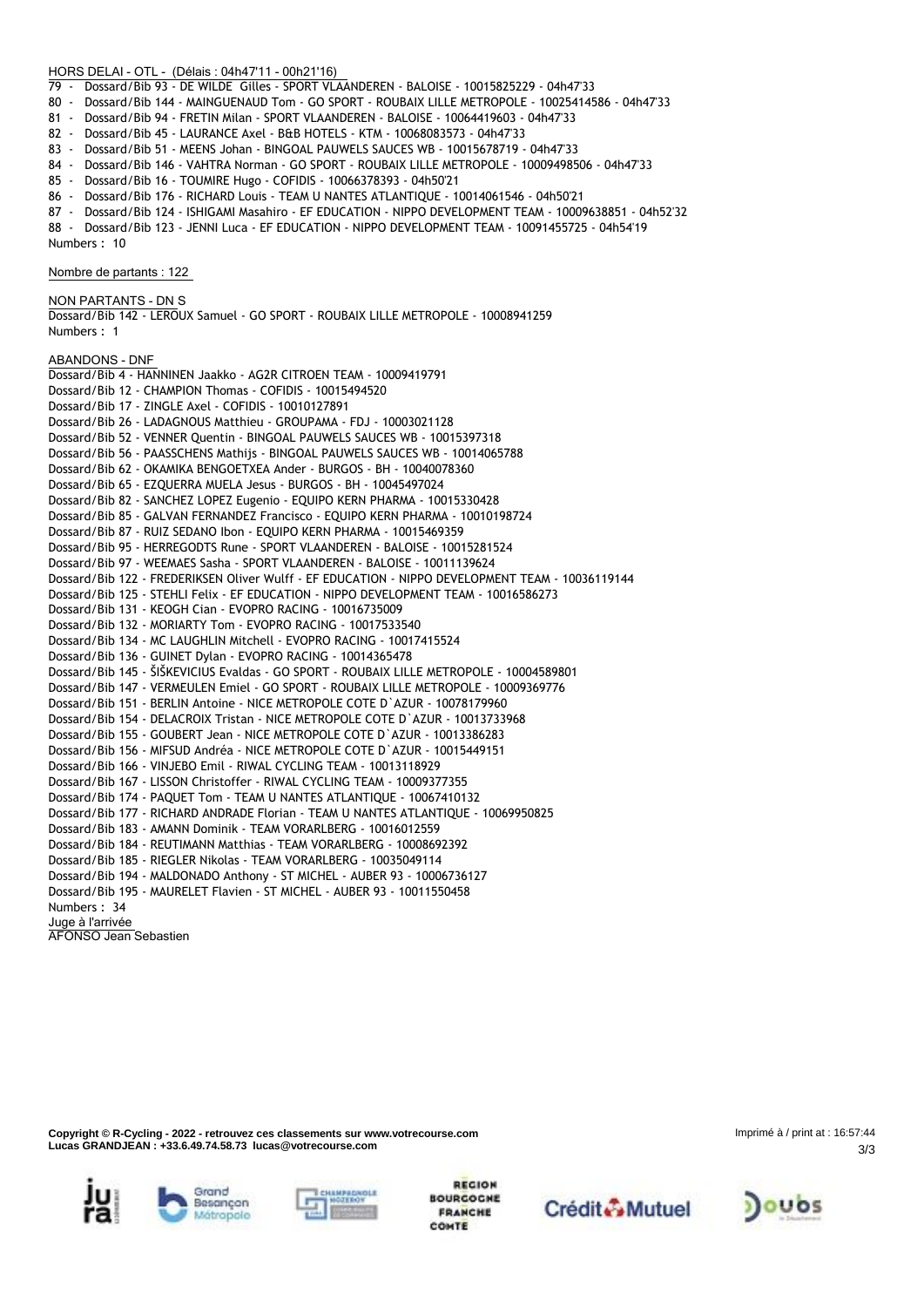HORS DELAI - OTL - (Délais : 04h47'11 - 00h21'16)

79 - Dossard/Bib 93 - DE WILDE Gilles - SPORT VLAANDEREN - BALOISE - 10015825229 - 04h47'33
80 - Dossard/Bib 144 - MAINGUENAUD Tom - GO SPORT - ROUBAIX LILLE METROPOLE - 10025414586 - 04h47'33
81 - Dossard/Bib 94 - FRETIN Milan - SPORT VLAANDEREN - BALOISE - 10064419603 - 04h47'33
82 - Dossard/Bib 45 - LAURANCE Axel - B&B HOTELS - KTM - 10068083573 - 04h47'33
83 - Dossard/Bib 51 - MEENS Johan - BINGOAL PAUWELS SAUCES WB - 10015678719 - 04h47'33
84 - Dossard/Bib 146 - VAHTRA Norman - GO SPORT - ROUBAIX LILLE METROPOLE - 10009498506 - 04h47'33
85 - Dossard/Bib 16 - TOUMIRE Hugo - COFIDIS - 10066378393 - 04h50'21
86 - Dossard/Bib 176 - RICHARD Louis - TEAM U NANTES ATLANTIQUE - 10014061546 - 04h50'21
87 - Dossard/Bib 124 - ISHIGAMI Masahiro - EF EDUCATION - NIPPO DEVELOPMENT TEAM - 10009638851 - 04h52'32
88 - Dossard/Bib 123 - JENNI Luca - EF EDUCATION - NIPPO DEVELOPMENT TEAM - 10091455725 - 04h54'19

Numbers : 10

Nombre de partants : 122

NON PARTANTS - DN S

Dossard/Bib 142 - LEROUX Samuel - GO SPORT - ROUBAIX LILLE METROPOLE - 10008941259

Numbers : 1

ABANDONS - DNF

Dossard/Bib 4 - HANNINEN Jaakko - AG2R CITROEN TEAM - 10009419791
Dossard/Bib 12 - CHAMPION Thomas - COFIDIS - 10015494520
Dossard/Bib 17 - ZINGLE Axel - COFIDIS - 10010127891
Dossard/Bib 26 - LADAGNOUS Matthieu - GROUPAMA - FDJ - 10003021128
Dossard/Bib 52 - VENNER Quentin - BINGOAL PAUWELS SAUCES WB - 10015397318
Dossard/Bib 56 - PAASSCHENS Mathijs - BINGOAL PAUWELS SAUCES WB - 10014065788
Dossard/Bib 62 - OKAMIKA BENGOETXEA Ander - BURGOS - BH - 10040078360
Dossard/Bib 65 - EZQUERRA MUELA Jesus - BURGOS - BH - 10045497024
Dossard/Bib 82 - SANCHEZ LOPEZ Eugenio - EQUIPO KERN PHARMA - 10015330428
Dossard/Bib 85 - GALVAN FERNANDEZ Francisco - EQUIPO KERN PHARMA - 10010198724
Dossard/Bib 87 - RUIZ SEDANO Ibon - EQUIPO KERN PHARMA - 10015469359
Dossard/Bib 95 - HERREGODTS Rune - SPORT VLAANDEREN - BALOISE - 10015281524
Dossard/Bib 97 - WEEMAES Sasha - SPORT VLAANDEREN - BALOISE - 10011139624
Dossard/Bib 122 - FREDERIKSEN Oliver Wulff - EF EDUCATION - NIPPO DEVELOPMENT TEAM - 10036119144
Dossard/Bib 125 - STEHLI Felix - EF EDUCATION - NIPPO DEVELOPMENT TEAM - 10016586273
Dossard/Bib 131 - KEOGH Cian - EVOPRO RACING - 10016735009
Dossard/Bib 132 - MORIARTY Tom - EVOPRO RACING - 10017533540
Dossard/Bib 134 - MC LAUGHLIN Mitchell - EVOPRO RACING - 10017415524
Dossard/Bib 136 - GUINET Dylan - EVOPRO RACING - 10014365478
Dossard/Bib 145 - ŠIŠKEVICIUS Evaldas - GO SPORT - ROUBAIX LILLE METROPOLE - 10004589801
Dossard/Bib 147 - VERMEULEN Emiel - GO SPORT - ROUBAIX LILLE METROPOLE - 10009369776
Dossard/Bib 151 - BERLIN Antoine - NICE METROPOLE COTE D`AZUR - 10078179960
Dossard/Bib 154 - DELACROIX Tristan - NICE METROPOLE COTE D`AZUR - 10013733968
Dossard/Bib 155 - GOUBERT Jean - NICE METROPOLE COTE D`AZUR - 10013386283
Dossard/Bib 156 - MIFSUD Andréa - NICE METROPOLE COTE D`AZUR - 10015449151
Dossard/Bib 166 - VINJEBO Emil - RIWAL CYCLING TEAM - 10013118929
Dossard/Bib 167 - LISSON Christoffer - RIWAL CYCLING TEAM - 10009377355
Dossard/Bib 174 - PAQUET Tom - TEAM U NANTES ATLANTIQUE - 10067410132
Dossard/Bib 177 - RICHARD ANDRADE Florian - TEAM U NANTES ATLANTIQUE - 10069950825
Dossard/Bib 183 - AMANN Dominik - TEAM VORARLBERG - 10016012559
Dossard/Bib 184 - REUTIMANN Matthias - TEAM VORARLBERG - 10008692392
Dossard/Bib 185 - RIEGLER Nikolas - TEAM VORARLBERG - 10035049114
Dossard/Bib 194 - MALDONADO Anthony - ST MICHEL - AUBER 93 - 10006736127
Dossard/Bib 195 - MAURELET Flavien - ST MICHEL - AUBER 93 - 10011550458

Numbers : 34

Juge à l'arrivée

AFONSO Jean Sebastien

**Copyright © R-Cycling - 2022 - retrouvez ces classements sur www.votrecourse.com**
**Lucas GRANDJEAN : +33.6.49.74.58.73 lucas@votrecourse.com**

Imprimé à / print at : 16:57:44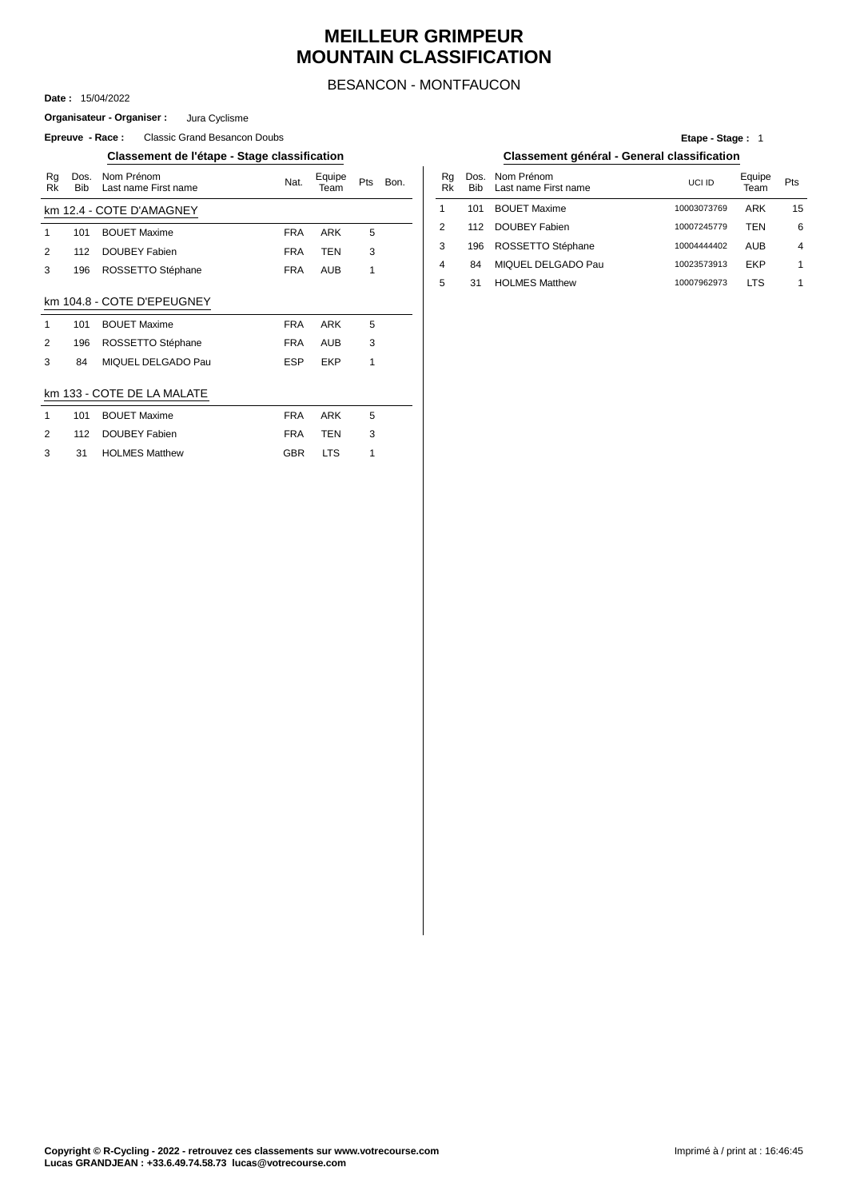# MEILLEUR GRIMPEUR
# MOUNTAIN CLASSIFICATION

BESANCON - MONTFAUCON

**Date :** 15/04/2022

**Organisateur - Organiser :** Jura Cyclisme

**Epreuve - Race :** Classic Grand Besancon Doubs

**Etape - Stage :** 1

## Classement de l'étape - Stage classification

| Rg Rk | Dos. Bib | Nom Prénom Last name First name | Nat. | Equipe Team | Pts | Bon. |
|---|---|---|---|---|---|---|
| **km 12.4 - COTE D'AMAGNEY** | | | | | | |
| 1 | 101 | BOUET Maxime | FRA | ARK | 5 | |
| 2 | 112 | DOUBEY Fabien | FRA | TEN | 3 | |
| 3 | 196 | ROSSETTO Stéphane | FRA | AUB | 1 | |
| **km 104.8 - COTE D'EPEUGNEY** | | | | | | |
| 1 | 101 | BOUET Maxime | FRA | ARK | 5 | |
| 2 | 196 | ROSSETTO Stéphane | FRA | AUB | 3 | |
| 3 | 84 | MIQUEL DELGADO Pau | ESP | EKP | 1 | |
| **km 133 - COTE DE LA MALATE** | | | | | | |
| 1 | 101 | BOUET Maxime | FRA | ARK | 5 | |
| 2 | 112 | DOUBEY Fabien | FRA | TEN | 3 | |
| 3 | 31 | HOLMES Matthew | GBR | LTS | 1 | |

## Classement général - General classification

| Rg Rk | Dos. Bib | Nom Prénom Last name First name | UCI ID | Equipe Team | Pts |
|---|---|---|---|---|---|
| 1 | 101 | BOUET Maxime | 10003073769 | ARK | 15 |
| 2 | 112 | DOUBEY Fabien | 10007245779 | TEN | 6 |
| 3 | 196 | ROSSETTO Stéphane | 10004444402 | AUB | 4 |
| 4 | 84 | MIQUEL DELGADO Pau | 10023573913 | EKP | 1 |
| 5 | 31 | HOLMES Matthew | 10007962973 | LTS | 1 |

**Copyright © R-Cycling - 2022 - retrouvez ces classements sur www.votrecourse.com**
**Lucas GRANDJEAN : +33.6.49.74.58.73 lucas@votrecourse.com**

Imprimé à / print at : 16:46:45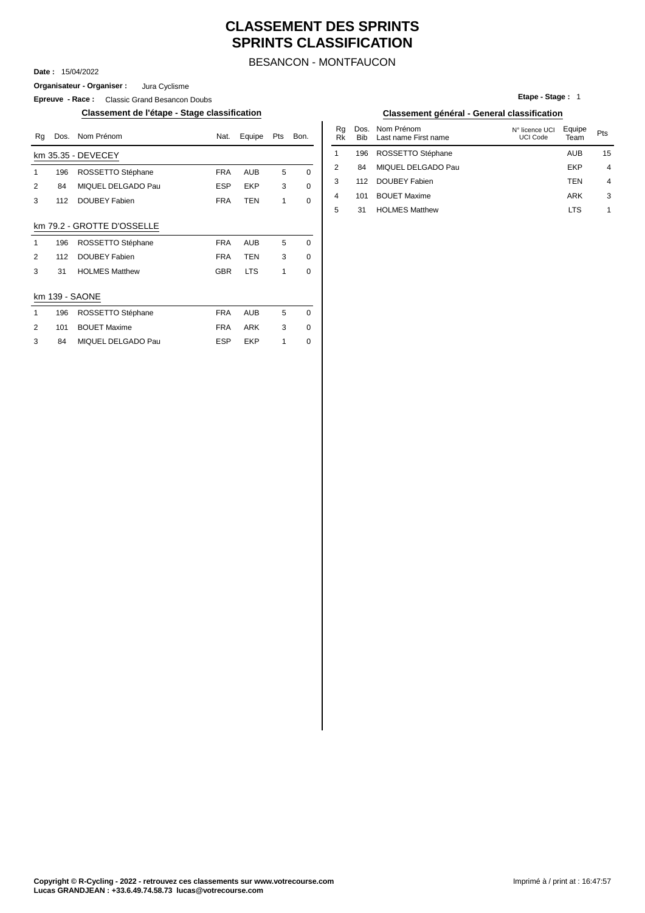# CLASSEMENT DES SPRINTS
# SPRINTS CLASSIFICATION

BESANCON - MONTFAUCON

**Date :** 15/04/2022

**Organisateur - Organiser :** Jura Cyclisme

**Epreuve - Race :** Classic Grand Besancon Doubs

**Etape - Stage :** 1

### Classement de l'étape - Stage classification

| Rg | Dos. | Nom Prénom | Nat. | Equipe | Pts | Bon. |
|---|---|---|---|---|---|---|
| **km 35.35 - DEVECEY** | | | | | | |
| 1 | 196 | ROSSETTO Stéphane | FRA | AUB | 5 | 0 |
| 2 | 84 | MIQUEL DELGADO Pau | ESP | EKP | 3 | 0 |
| 3 | 112 | DOUBEY Fabien | FRA | TEN | 1 | 0 |
| **km 79.2 - GROTTE D'OSSELLE** | | | | | | |
| 1 | 196 | ROSSETTO Stéphane | FRA | AUB | 5 | 0 |
| 2 | 112 | DOUBEY Fabien | FRA | TEN | 3 | 0 |
| 3 | 31 | HOLMES Matthew | GBR | LTS | 1 | 0 |
| **km 139 - SAONE** | | | | | | |
| 1 | 196 | ROSSETTO Stéphane | FRA | AUB | 5 | 0 |
| 2 | 101 | BOUET Maxime | FRA | ARK | 3 | 0 |
| 3 | 84 | MIQUEL DELGADO Pau | ESP | EKP | 1 | 0 |

### Classement général - General classification

| Rg Rk | Dos. Bib | Nom Prénom Last name First name | N° licence UCI UCI Code | Equipe Team | Pts |
|---|---|---|---|---|---|
| 1 | 196 | ROSSETTO Stéphane | | AUB | 15 |
| 2 | 84 | MIQUEL DELGADO Pau | | EKP | 4 |
| 3 | 112 | DOUBEY Fabien | | TEN | 4 |
| 4 | 101 | BOUET Maxime | | ARK | 3 |
| 5 | 31 | HOLMES Matthew | | LTS | 1 |

**Copyright © R-Cycling - 2022 - retrouvez ces classements sur www.votrecourse.com**
**Lucas GRANDJEAN : +33.6.49.74.58.73 lucas@votrecourse.com**

Imprimé à / print at : 16:47:57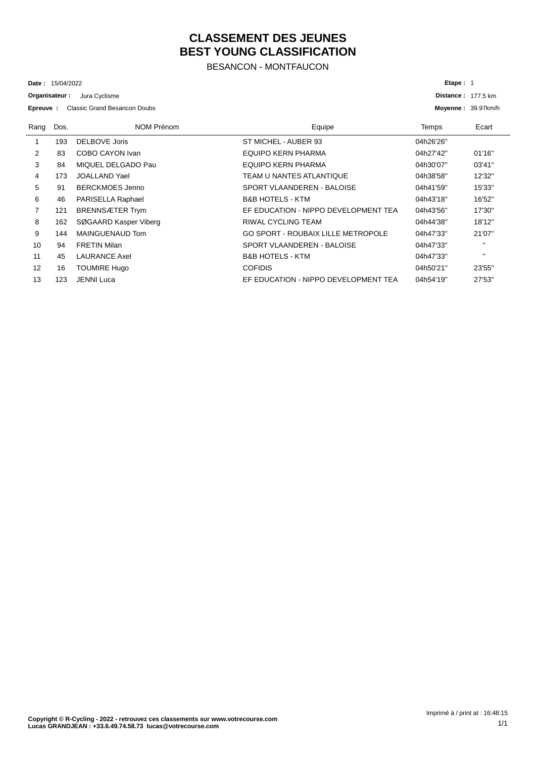# CLASSEMENT DES JEUNES
# BEST YOUNG CLASSIFICATION

BESANCON - MONTFAUCON

**Date :** 15/04/2022 **Etape :** 1

**Organisateur :** Jura Cyclisme **Distance :** 177.5 km

**Epreuve :** Classic Grand Besancon Doubs **Moyenne :** 39.97km/h

| Rang | Dos. | NOM Prénom | Equipe | Temps | Ecart |
|---|---|---|---|---|---|
| 1 | 193 | DELBOVE Joris | ST MICHEL - AUBER 93 | 04h26'26'' | |
| 2 | 83 | COBO CAYON Ivan | EQUIPO KERN PHARMA | 04h27'42'' | 01'16'' |
| 3 | 84 | MIQUEL DELGADO Pau | EQUIPO KERN PHARMA | 04h30'07'' | 03'41'' |
| 4 | 173 | JOALLAND Yael | TEAM U NANTES ATLANTIQUE | 04h38'58'' | 12'32'' |
| 5 | 91 | BERCKMOES Jenno | SPORT VLAANDEREN - BALOISE | 04h41'59'' | 15'33'' |
| 6 | 46 | PARISELLA Raphael | B&B HOTELS - KTM | 04h43'18'' | 16'52'' |
| 7 | 121 | BRENNSÆTER Trym | EF EDUCATION - NIPPO DEVELOPMENT TEA | 04h43'56'' | 17'30'' |
| 8 | 162 | SØGAARD Kasper Viberg | RIWAL CYCLING TEAM | 04h44'38'' | 18'12'' |
| 9 | 144 | MAINGUENAUD Tom | GO SPORT - ROUBAIX LILLE METROPOLE | 04h47'33'' | 21'07'' |
| 10 | 94 | FRETIN Milan | SPORT VLAANDEREN - BALOISE | 04h47'33'' | '' |
| 11 | 45 | LAURANCE Axel | B&B HOTELS - KTM | 04h47'33'' | '' |
| 12 | 16 | TOUMIRE Hugo | COFIDIS | 04h50'21'' | 23'55'' |
| 13 | 123 | JENNI Luca | EF EDUCATION - NIPPO DEVELOPMENT TEA | 04h54'19'' | 27'53'' |

**Copyright © R-Cycling - 2022 - retrouvez ces classements sur www.votrecourse.com**
**Lucas GRANDJEAN : +33.6.49.74.58.73 lucas@votrecourse.com**

Imprimé à / print at : 16:48:15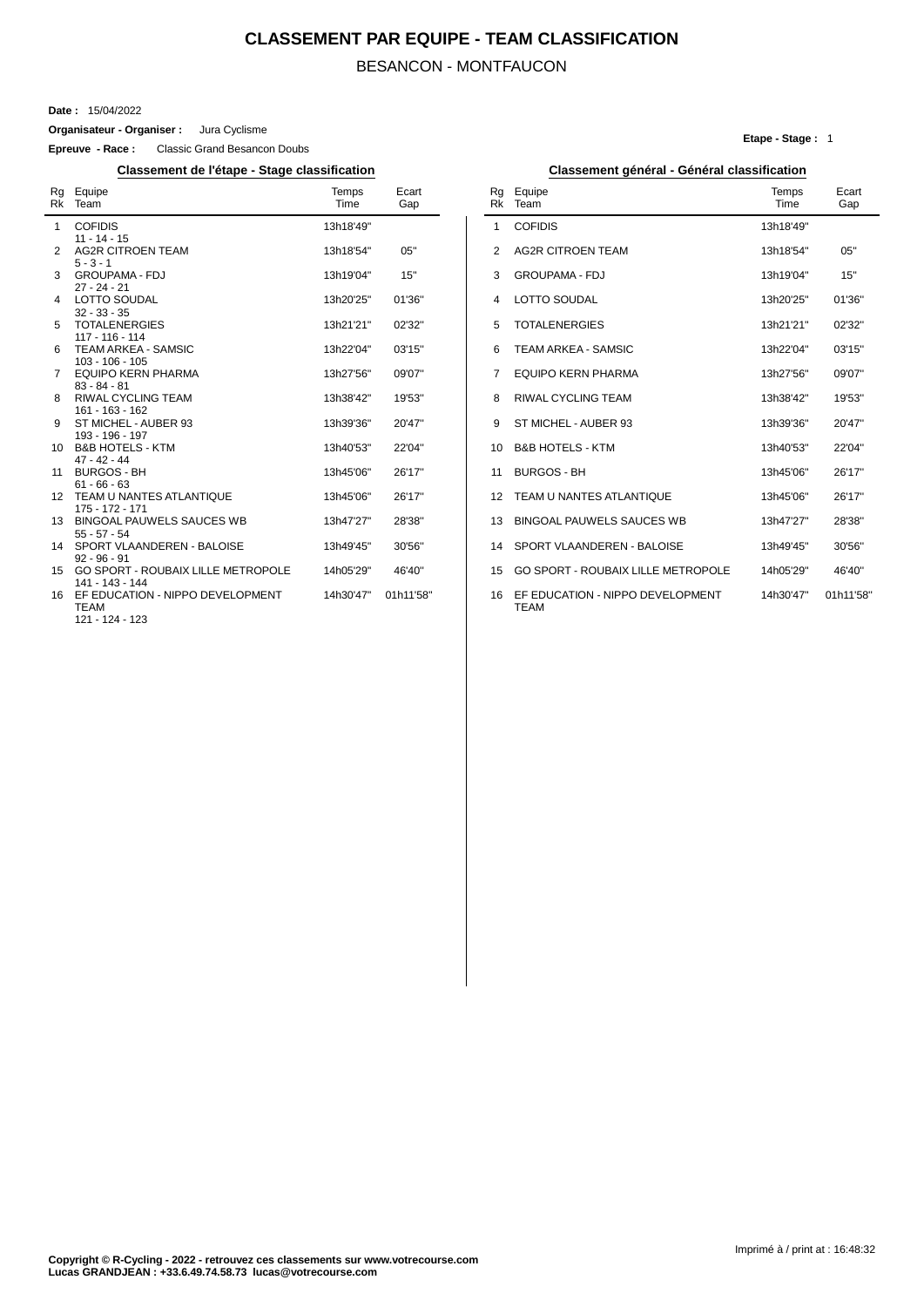# CLASSEMENT PAR EQUIPE - TEAM CLASSIFICATION

BESANCON - MONTFAUCON

**Date :** 15/04/2022

**Organisateur - Organiser :** Jura Cyclisme

**Epreuve - Race :** Classic Grand Besancon Doubs

**Etape - Stage :** 1

## Classement de l'étape - Stage classification

| Rg Rk | Equipe Team | Temps Time | Ecart Gap |
|---|---|---|---|
| 1 | COFIDIS<br>11 - 14 - 15 | 13h18'49'' | |
| 2 | AG2R CITROEN TEAM<br>5 - 3 - 1 | 13h18'54'' | 05'' |
| 3 | GROUPAMA - FDJ<br>27 - 24 - 21 | 13h19'04'' | 15'' |
| 4 | LOTTO SOUDAL<br>32 - 33 - 35 | 13h20'25'' | 01'36'' |
| 5 | TOTALENERGIES<br>117 - 116 - 114 | 13h21'21'' | 02'32'' |
| 6 | TEAM ARKEA - SAMSIC<br>103 - 106 - 105 | 13h22'04'' | 03'15'' |
| 7 | EQUIPO KERN PHARMA<br>83 - 84 - 81 | 13h27'56'' | 09'07'' |
| 8 | RIWAL CYCLING TEAM<br>161 - 163 - 162 | 13h38'42'' | 19'53'' |
| 9 | ST MICHEL - AUBER 93<br>193 - 196 - 197 | 13h39'36'' | 20'47'' |
| 10 | B&B HOTELS - KTM<br>47 - 42 - 44 | 13h40'53'' | 22'04'' |
| 11 | BURGOS - BH<br>61 - 66 - 63 | 13h45'06'' | 26'17'' |
| 12 | TEAM U NANTES ATLANTIQUE<br>175 - 172 - 171 | 13h45'06'' | 26'17'' |
| 13 | BINGOAL PAUWELS SAUCES WB<br>55 - 57 - 54 | 13h47'27'' | 28'38'' |
| 14 | SPORT VLAANDEREN - BALOISE<br>92 - 96 - 91 | 13h49'45'' | 30'56'' |
| 15 | GO SPORT - ROUBAIX LILLE METROPOLE<br>141 - 143 - 144 | 14h05'29'' | 46'40'' |
| 16 | EF EDUCATION - NIPPO DEVELOPMENT TEAM<br>121 - 124 - 123 | 14h30'47'' | 01h11'58'' |

## Classement général - Général classification

| Rg Rk | Equipe Team | Temps Time | Ecart Gap |
|---|---|---|---|
| 1 | COFIDIS | 13h18'49'' | |
| 2 | AG2R CITROEN TEAM | 13h18'54'' | 05'' |
| 3 | GROUPAMA - FDJ | 13h19'04'' | 15'' |
| 4 | LOTTO SOUDAL | 13h20'25'' | 01'36'' |
| 5 | TOTALENERGIES | 13h21'21'' | 02'32'' |
| 6 | TEAM ARKEA - SAMSIC | 13h22'04'' | 03'15'' |
| 7 | EQUIPO KERN PHARMA | 13h27'56'' | 09'07'' |
| 8 | RIWAL CYCLING TEAM | 13h38'42'' | 19'53'' |
| 9 | ST MICHEL - AUBER 93 | 13h39'36'' | 20'47'' |
| 10 | B&B HOTELS - KTM | 13h40'53'' | 22'04'' |
| 11 | BURGOS - BH | 13h45'06'' | 26'17'' |
| 12 | TEAM U NANTES ATLANTIQUE | 13h45'06'' | 26'17'' |
| 13 | BINGOAL PAUWELS SAUCES WB | 13h47'27'' | 28'38'' |
| 14 | SPORT VLAANDEREN - BALOISE | 13h49'45'' | 30'56'' |
| 15 | GO SPORT - ROUBAIX LILLE METROPOLE | 14h05'29'' | 46'40'' |
| 16 | EF EDUCATION - NIPPO DEVELOPMENT TEAM | 14h30'47'' | 01h11'58'' |

Imprimé à / print at : 16:48:32

**Copyright © R-Cycling - 2022 - retrouvez ces classements sur www.votrecourse.com**
**Lucas GRANDJEAN : +33.6.49.74.58.73 lucas@votrecourse.com**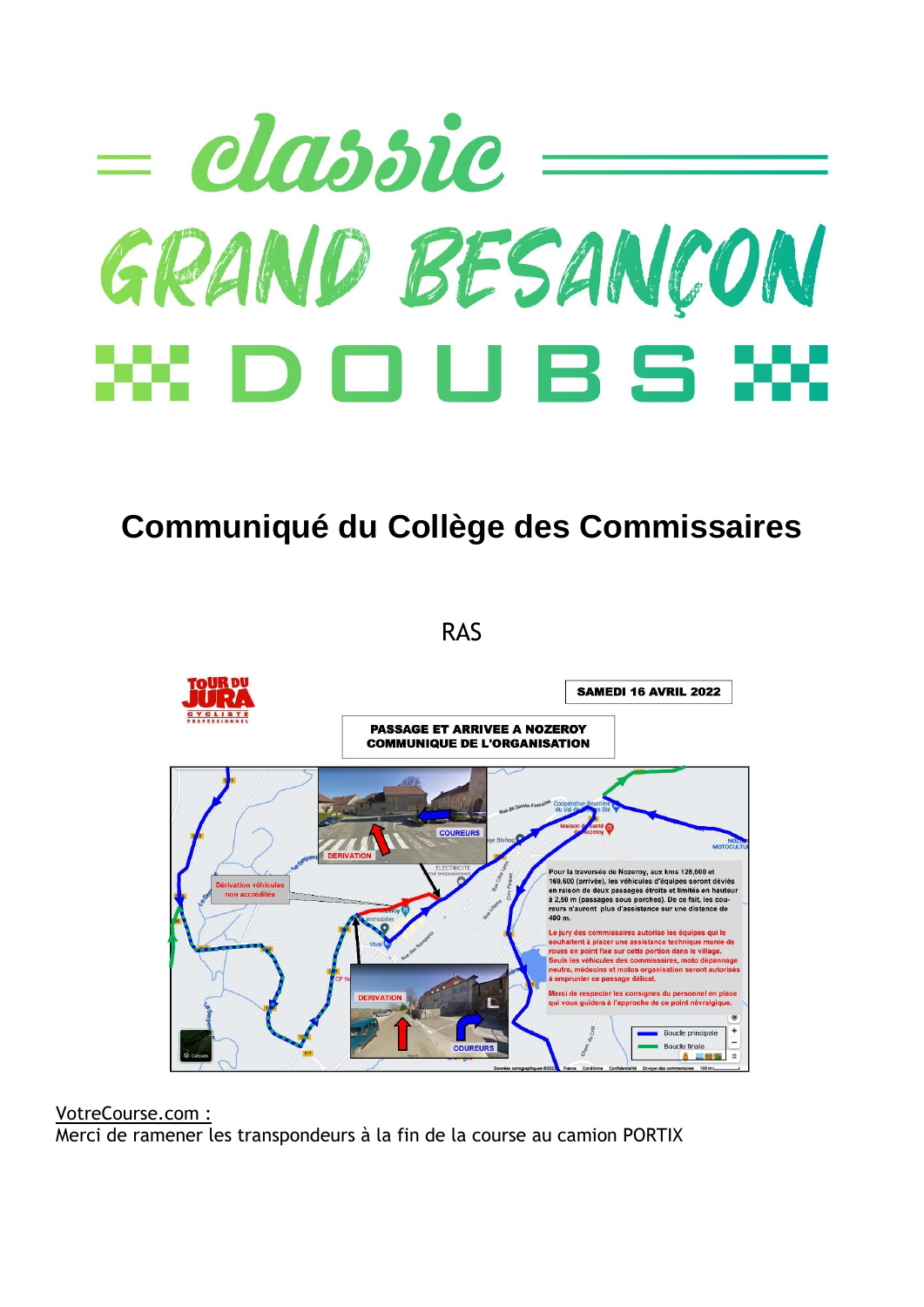# classic GRAND BESANÇON DOUBS

## Communiqué du Collège des Commissaires

RAS

TOUR DU JURA CYCLISTE PROFESSIONNEL

SAMEDI 16 AVRIL 2022

**PASSAGE ET ARRIVEE A NOZEROY**
**COMMUNIQUE DE L'ORGANISATION**

COUREURS

DERIVATION

Dérivation véhicules non accrédités

DERIVATION

COUREURS

Pour la traversée de Nozeroy, aux kms 128,600 et 169,600 (arrivée), les véhicules d'équipes seront déviés en raison de deux passages étroits et limités en hauteur à 2,50 m (passages sous porches). De ce fait, les coureurs n'auront plus d'assistance sur une distance de 400 m.

Le jury des commissaires autorise les équipes qui le souhaitent à placer une assistance technique munie de roues en point fixe sur cette portion dans le village. Seuls les véhicules des commissaires, moto dépannage neutre, médecins et motos organisation seront autorisés à emprunter ce passage délicat.

Merci de respecter les consignes du personnel en place qui vous guidera à l'approche de ce point névralgique.

Boucle principale
Boucle finale

VotreCourse.com :
Merci de ramener les transpondeurs à la fin de la course au camion PORTIX